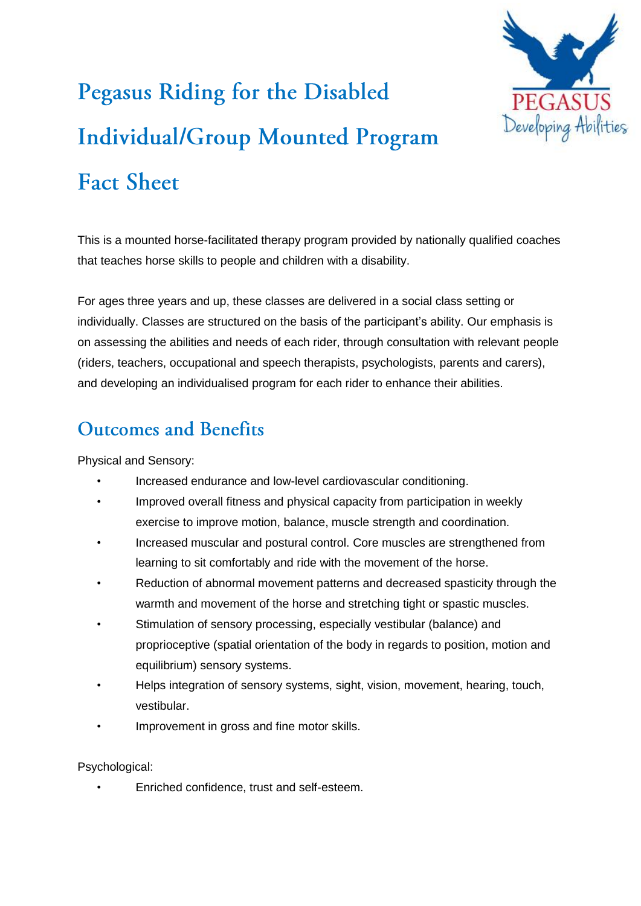# Pegasus Riding for the Disabled Individual/Group Mounted Program Fact Sheet

This is a mounted horse-facilitated therapy program provided by nationally qualified coaches that teaches horse skills to people and children with a disability.

For ages three years and up, these classes are delivered in a social class setting or individually. Classes are structured on the basis of the participant's ability. Our emphasis is on assessing the abilities and needs of each rider, through consultation with relevant people (riders, teachers, occupational and speech therapists, psychologists, parents and carers), and developing an individualised program for each rider to enhance their abilities.

## Outcomes and Benefits

Physical and Sensory:

- Increased endurance and low-level cardiovascular conditioning.
- Improved overall fitness and physical capacity from participation in weekly exercise to improve motion, balance, muscle strength and coordination.
- Increased muscular and postural control. Core muscles are strengthened from learning to sit comfortably and ride with the movement of the horse.
- Reduction of abnormal movement patterns and decreased spasticity through the warmth and movement of the horse and stretching tight or spastic muscles.
- Stimulation of sensory processing, especially vestibular (balance) and proprioceptive (spatial orientation of the body in regards to position, motion and equilibrium) sensory systems.
- Helps integration of sensory systems, sight, vision, movement, hearing, touch, vestibular.
- Improvement in gross and fine motor skills.

Psychological:

- Enriched confidence, trust and self-esteem.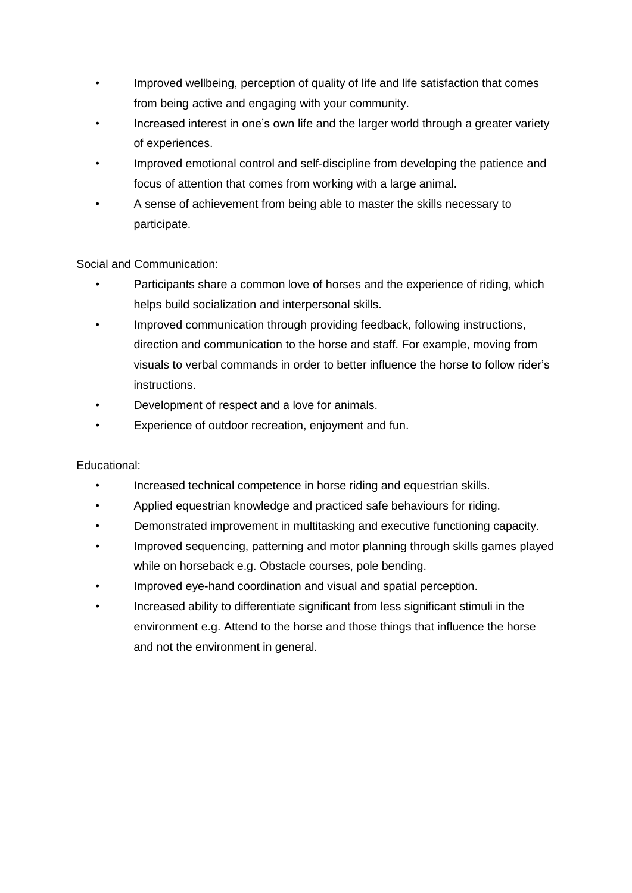- Improved wellbeing, perception of quality of life and life satisfaction that comes from being active and engaging with your community.
- Increased interest in one's own life and the larger world through a greater variety of experiences.
- Improved emotional control and self-discipline from developing the patience and focus of attention that comes from working with a large animal.
- A sense of achievement from being able to master the skills necessary to participate.

Social and Communication:

- Participants share a common love of horses and the experience of riding, which helps build socialization and interpersonal skills.
- Improved communication through providing feedback, following instructions, direction and communication to the horse and staff. For example, moving from visuals to verbal commands in order to better influence the horse to follow rider's instructions.
- Development of respect and a love for animals.
- Experience of outdoor recreation, enjoyment and fun.

Educational:

- Increased technical competence in horse riding and equestrian skills.
- Applied equestrian knowledge and practiced safe behaviours for riding.
- Demonstrated improvement in multitasking and executive functioning capacity.
- Improved sequencing, patterning and motor planning through skills games played while on horseback e.g. Obstacle courses, pole bending.
- Improved eye-hand coordination and visual and spatial perception.
- Increased ability to differentiate significant from less significant stimuli in the environment e.g. Attend to the horse and those things that influence the horse and not the environment in general.